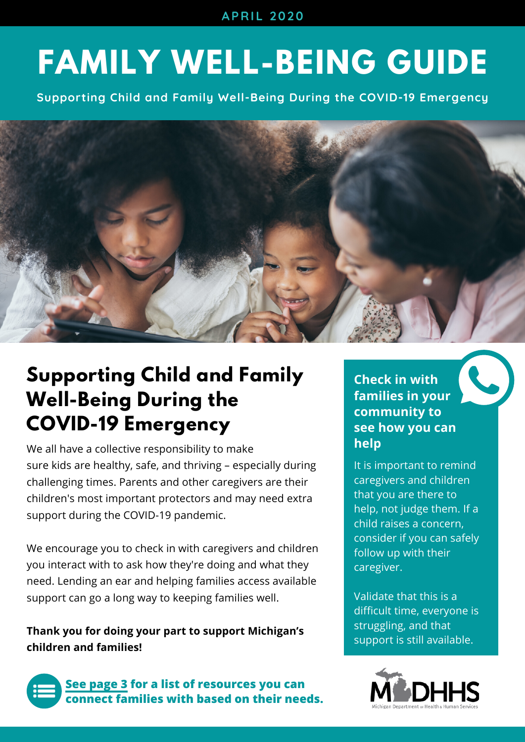APRIL 2020

# FAMILY WELL-BEING GUIDE

**Supporting Child and Family Well-Being During the COVID-19 Emergency**

## Supporting Child and Family Well-Being During the COVID-19 Emergency

We all have a collective responsibility to make sure kids are healthy, safe, and thriving – especially during challenging times. Parents and other caregivers are their children's most important protectors and may need extra support during the COVID-19 pandemic.

We encourage you to check in with caregivers and children you interact with to ask how they're doing and what they need. Lending an ear and helping families access available support can go a long way to keeping families well.

**Thank you for doing your part to support Michigan's children and families!**

**See page 3 for a list of resources you can connect families with based on their needs.**

### Check in with families in your community to see how you can help

It is important to remind caregivers and children that you are there to help, not judge them. If a child raises a concern, consider if you can safely follow up with their caregiver.

Validate that this is a difficult time, everyone is struggling, and that support is still available.

MDHHS
Michigan Department of Health & Human Services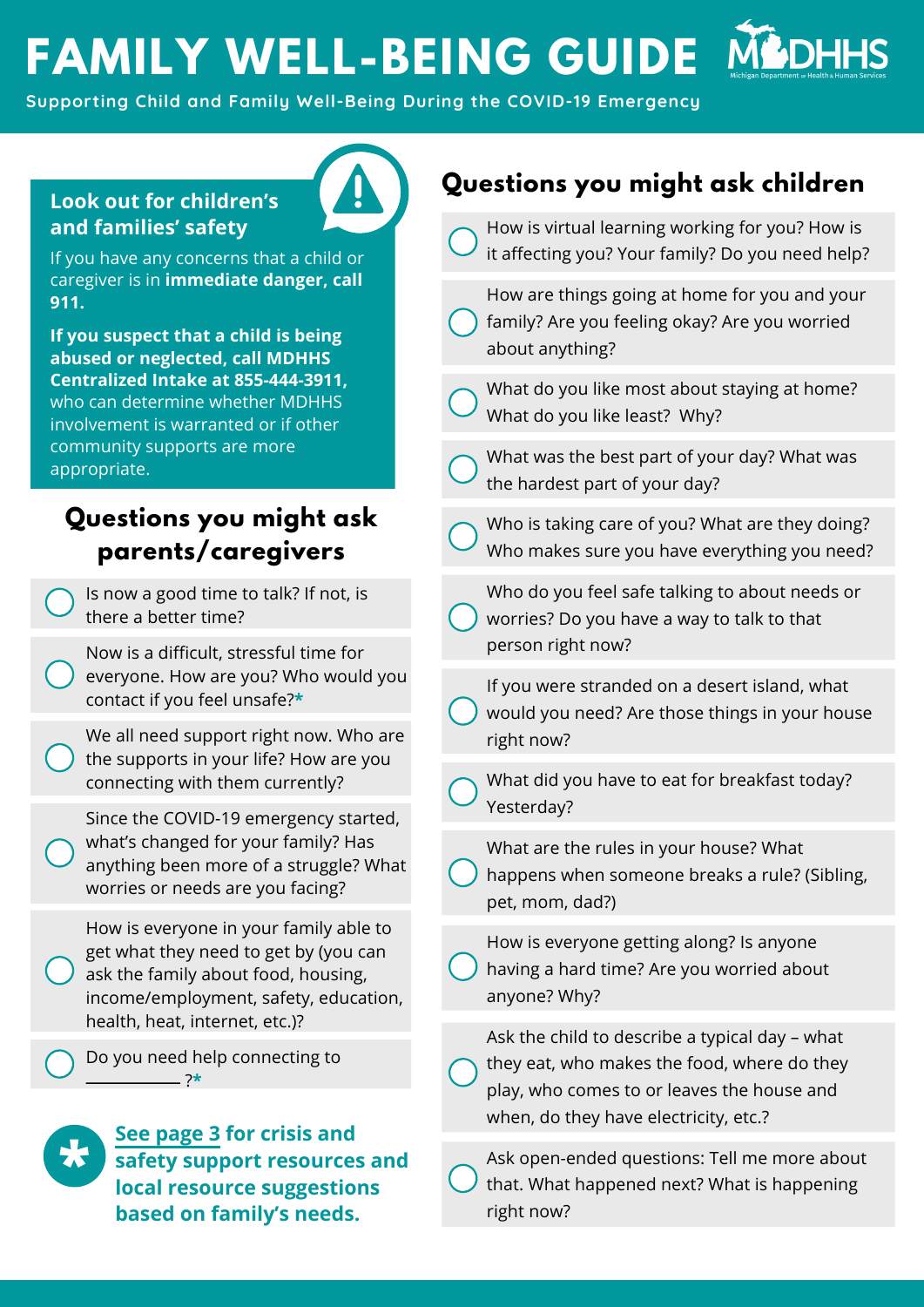# FAMILY WELL-BEING GUIDE

Supporting Child and Family Well-Being During the COVID-19 Emergency

## Look out for children's and families' safety

If you have any concerns that a child or caregiver is in **immediate danger, call 911.**

**If you suspect that a child is being abused or neglected, call MDHHS Centralized Intake at 855-444-3911,** who can determine whether MDHHS involvement is warranted or if other community supports are more appropriate.

## Questions you might ask parents/caregivers

- Is now a good time to talk? If not, is there a better time?
- Now is a difficult, stressful time for everyone. How are you? Who would you contact if you feel unsafe?*
- We all need support right now. Who are the supports in your life? How are you connecting with them currently?
- Since the COVID-19 emergency started, what's changed for your family? Has anything been more of a struggle? What worries or needs are you facing?
- How is everyone in your family able to get what they need to get by (you can ask the family about food, housing, income/employment, safety, education, health, heat, internet, etc.)?
- Do you need help connecting to ___________ ?*

***See page 3 for crisis and safety support resources and local resource suggestions based on family's needs.**

## Questions you might ask children

- How is virtual learning working for you? How is it affecting you? Your family? Do you need help?
- How are things going at home for you and your family? Are you feeling okay? Are you worried about anything?
- What do you like most about staying at home? What do you like least? Why?
- What was the best part of your day? What was the hardest part of your day?
- Who is taking care of you? What are they doing? Who makes sure you have everything you need?
- Who do you feel safe talking to about needs or worries? Do you have a way to talk to that person right now?
- If you were stranded on a desert island, what would you need? Are those things in your house right now?
- What did you have to eat for breakfast today? Yesterday?
- What are the rules in your house? What happens when someone breaks a rule? (Sibling, pet, mom, dad?)
- How is everyone getting along? Is anyone having a hard time? Are you worried about anyone? Why?
- Ask the child to describe a typical day – what they eat, who makes the food, where do they play, who comes to or leaves the house and when, do they have electricity, etc.?
- Ask open-ended questions: Tell me more about that. What happened next? What is happening right now?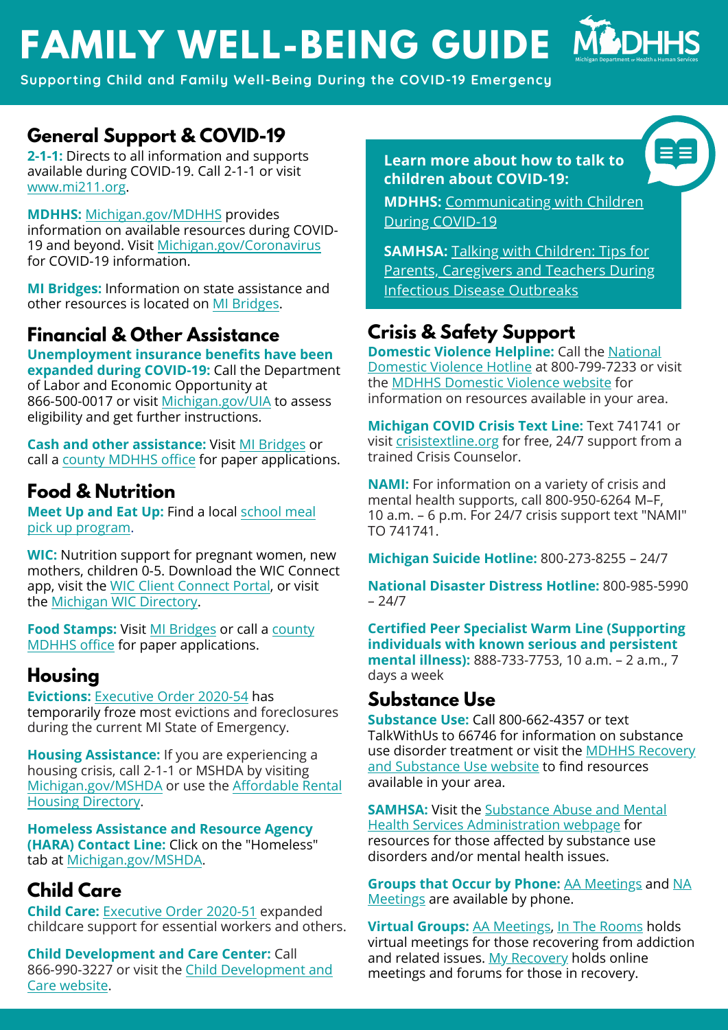# FAMILY WELL-BEING GUIDE

**Supporting Child and Family Well-Being During the COVID-19 Emergency**

## General Support & COVID-19

**2-1-1:** Directs to all information and supports available during COVID-19. Call 2-1-1 or visit www.mi211.org.

**MDHHS:** Michigan.gov/MDHHS provides information on available resources during COVID-19 and beyond. Visit Michigan.gov/Coronavirus for COVID-19 information.

**MI Bridges:** Information on state assistance and other resources is located on MI Bridges.

## Financial & Other Assistance

**Unemployment insurance benefits have been expanded during COVID-19:** Call the Department of Labor and Economic Opportunity at 866-500-0017 or visit Michigan.gov/UIA to assess eligibility and get further instructions.

**Cash and other assistance:** Visit MI Bridges or call a county MDHHS office for paper applications.

## Food & Nutrition

**Meet Up and Eat Up:** Find a local school meal pick up program.

**WIC:** Nutrition support for pregnant women, new mothers, children 0-5. Download the WIC Connect app, visit the WIC Client Connect Portal, or visit the Michigan WIC Directory.

**Food Stamps:** Visit MI Bridges or call a county MDHHS office for paper applications.

## Housing

**Evictions:** Executive Order 2020-54 has temporarily froze most evictions and foreclosures during the current MI State of Emergency.

**Housing Assistance:** If you are experiencing a housing crisis, call 2-1-1 or MSHDA by visiting Michigan.gov/MSHDA or use the Affordable Rental Housing Directory.

**Homeless Assistance and Resource Agency (HARA) Contact Line:** Click on the "Homeless" tab at Michigan.gov/MSHDA.

## Child Care

**Child Care:** Executive Order 2020-51 expanded childcare support for essential workers and others.

**Child Development and Care Center:** Call 866-990-3227 or visit the Child Development and Care website.

**Learn more about how to talk to children about COVID-19:**

**MDHHS:** Communicating with Children During COVID-19

**SAMHSA:** Talking with Children: Tips for Parents, Caregivers and Teachers During Infectious Disease Outbreaks

## Crisis & Safety Support

**Domestic Violence Helpline:** Call the National Domestic Violence Hotline at 800-799-7233 or visit the MDHHS Domestic Violence website for information on resources available in your area.

**Michigan COVID Crisis Text Line:** Text 741741 or visit crisistextline.org for free, 24/7 support from a trained Crisis Counselor.

**NAMI:** For information on a variety of crisis and mental health supports, call 800-950-6264 M–F, 10 a.m. – 6 p.m. For 24/7 crisis support text "NAMI" TO 741741.

**Michigan Suicide Hotline:** 800-273-8255 – 24/7

**National Disaster Distress Hotline:** 800-985-5990 – 24/7

**Certified Peer Specialist Warm Line (Supporting individuals with known serious and persistent mental illness):** 888-733-7753, 10 a.m. – 2 a.m., 7 days a week

## Substance Use

**Substance Use:** Call 800-662-4357 or text TalkWithUs to 66746 for information on substance use disorder treatment or visit the MDHHS Recovery and Substance Use website to find resources available in your area.

**SAMHSA:** Visit the Substance Abuse and Mental Health Services Administration webpage for resources for those affected by substance use disorders and/or mental health issues.

**Groups that Occur by Phone:** AA Meetings and NA Meetings are available by phone.

**Virtual Groups:** AA Meetings, In The Rooms holds virtual meetings for those recovering from addiction and related issues. My Recovery holds online meetings and forums for those in recovery.